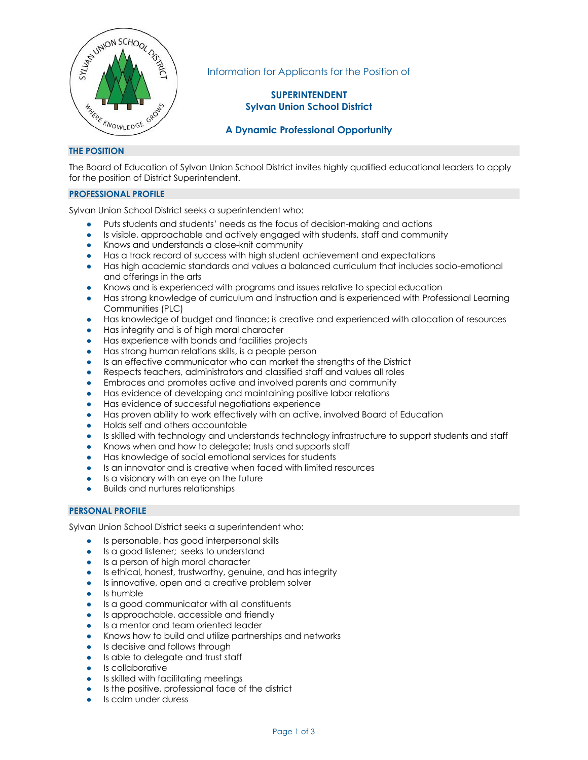Information for Applicants for the Position of

# SUPERINTENDENT
## Sylvan Union School District

### A Dynamic Professional Opportunity

## THE POSITION

The Board of Education of Sylvan Union School District invites highly qualified educational leaders to apply for the position of District Superintendent.

## PROFESSIONAL PROFILE

Sylvan Union School District seeks a superintendent who:

- Puts students and students' needs as the focus of decision-making and actions
- Is visible, approachable and actively engaged with students, staff and community
- Knows and understands a close-knit community
- Has a track record of success with high student achievement and expectations
- Has high academic standards and values a balanced curriculum that includes socio-emotional and offerings in the arts
- Knows and is experienced with programs and issues relative to special education
- Has strong knowledge of curriculum and instruction and is experienced with Professional Learning Communities (PLC)
- Has knowledge of budget and finance; is creative and experienced with allocation of resources
- Has integrity and is of high moral character
- Has experience with bonds and facilities projects
- Has strong human relations skills, is a people person
- Is an effective communicator who can market the strengths of the District
- Respects teachers, administrators and classified staff and values all roles
- Embraces and promotes active and involved parents and community
- Has evidence of developing and maintaining positive labor relations
- Has evidence of successful negotiations experience
- Has proven ability to work effectively with an active, involved Board of Education
- Holds self and others accountable
- Is skilled with technology and understands technology infrastructure to support students and staff
- Knows when and how to delegate; trusts and supports staff
- Has knowledge of social emotional services for students
- Is an innovator and is creative when faced with limited resources
- Is a visionary with an eye on the future
- Builds and nurtures relationships

## PERSONAL PROFILE

Sylvan Union School District seeks a superintendent who:

- Is personable, has good interpersonal skills
- Is a good listener; seeks to understand
- Is a person of high moral character
- Is ethical, honest, trustworthy, genuine, and has integrity
- Is innovative, open and a creative problem solver
- Is humble
- Is a good communicator with all constituents
- Is approachable, accessible and friendly
- Is a mentor and team oriented leader
- Knows how to build and utilize partnerships and networks
- Is decisive and follows through
- Is able to delegate and trust staff
- Is collaborative
- Is skilled with facilitating meetings
- Is the positive, professional face of the district
- Is calm under duress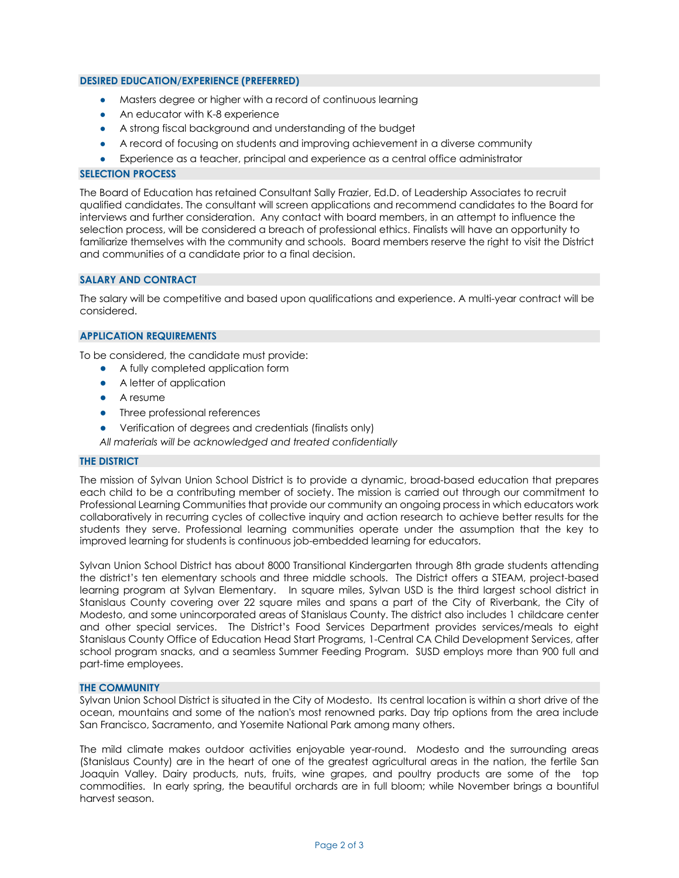## DESIRED EDUCATION/EXPERIENCE (PREFERRED)

- Masters degree or higher with a record of continuous learning
- An educator with K-8 experience
- A strong fiscal background and understanding of the budget
- A record of focusing on students and improving achievement in a diverse community
- Experience as a teacher, principal and experience as a central office administrator

## SELECTION PROCESS

The Board of Education has retained Consultant Sally Frazier, Ed.D. of Leadership Associates to recruit qualified candidates. The consultant will screen applications and recommend candidates to the Board for interviews and further consideration. Any contact with board members, in an attempt to influence the selection process, will be considered a breach of professional ethics. Finalists will have an opportunity to familiarize themselves with the community and schools. Board members reserve the right to visit the District and communities of a candidate prior to a final decision.

## SALARY AND CONTRACT

The salary will be competitive and based upon qualifications and experience. A multi-year contract will be considered.

## APPLICATION REQUIREMENTS

To be considered, the candidate must provide:

- A fully completed application form
- A letter of application
- A resume
- Three professional references
- Verification of degrees and credentials (finalists only)

*All materials will be acknowledged and treated confidentially*

## THE DISTRICT

The mission of Sylvan Union School District is to provide a dynamic, broad-based education that prepares each child to be a contributing member of society. The mission is carried out through our commitment to Professional Learning Communities that provide our community an ongoing process in which educators work collaboratively in recurring cycles of collective inquiry and action research to achieve better results for the students they serve. Professional learning communities operate under the assumption that the key to improved learning for students is continuous job-embedded learning for educators.

Sylvan Union School District has about 8000 Transitional Kindergarten through 8th grade students attending the district's ten elementary schools and three middle schools. The District offers a STEAM, project-based learning program at Sylvan Elementary. In square miles, Sylvan USD is the third largest school district in Stanislaus County covering over 22 square miles and spans a part of the City of Riverbank, the City of Modesto, and some unincorporated areas of Stanislaus County. The district also includes 1 childcare center and other special services. The District's Food Services Department provides services/meals to eight Stanislaus County Office of Education Head Start Programs, 1-Central CA Child Development Services, after school program snacks, and a seamless Summer Feeding Program. SUSD employs more than 900 full and part-time employees.

## THE COMMUNITY

Sylvan Union School District is situated in the City of Modesto. Its central location is within a short drive of the ocean, mountains and some of the nation's most renowned parks. Day trip options from the area include San Francisco, Sacramento, and Yosemite National Park among many others.

The mild climate makes outdoor activities enjoyable year-round. Modesto and the surrounding areas (Stanislaus County) are in the heart of one of the greatest agricultural areas in the nation, the fertile San Joaquin Valley. Dairy products, nuts, fruits, wine grapes, and poultry products are some of the top commodities. In early spring, the beautiful orchards are in full bloom; while November brings a bountiful harvest season.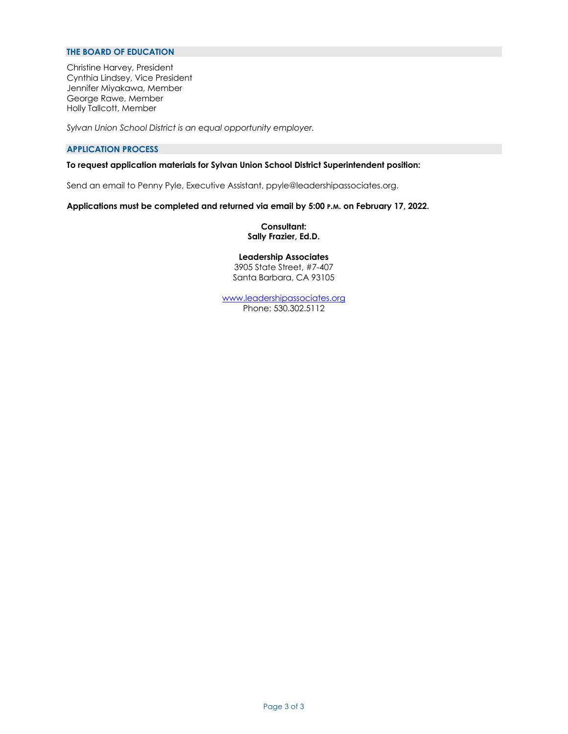## THE BOARD OF EDUCATION

Christine Harvey, President
Cynthia Lindsey, Vice President
Jennifer Miyakawa, Member
George Rawe, Member
Holly Tallcott, Member

*Sylvan Union School District is an equal opportunity employer.*

## APPLICATION PROCESS

**To request application materials for Sylvan Union School District Superintendent position:**

Send an email to Penny Pyle, Executive Assistant, ppyle@leadershipassociates.org.

**Applications must be completed and returned via email by 5:00 P.M. on February 17, 2022.**

**Consultant:**
**Sally Frazier, Ed.D.**

**Leadership Associates**
3905 State Street, #7-407
Santa Barbara, CA 93105

www.leadershipassociates.org
Phone: 530.302.5112